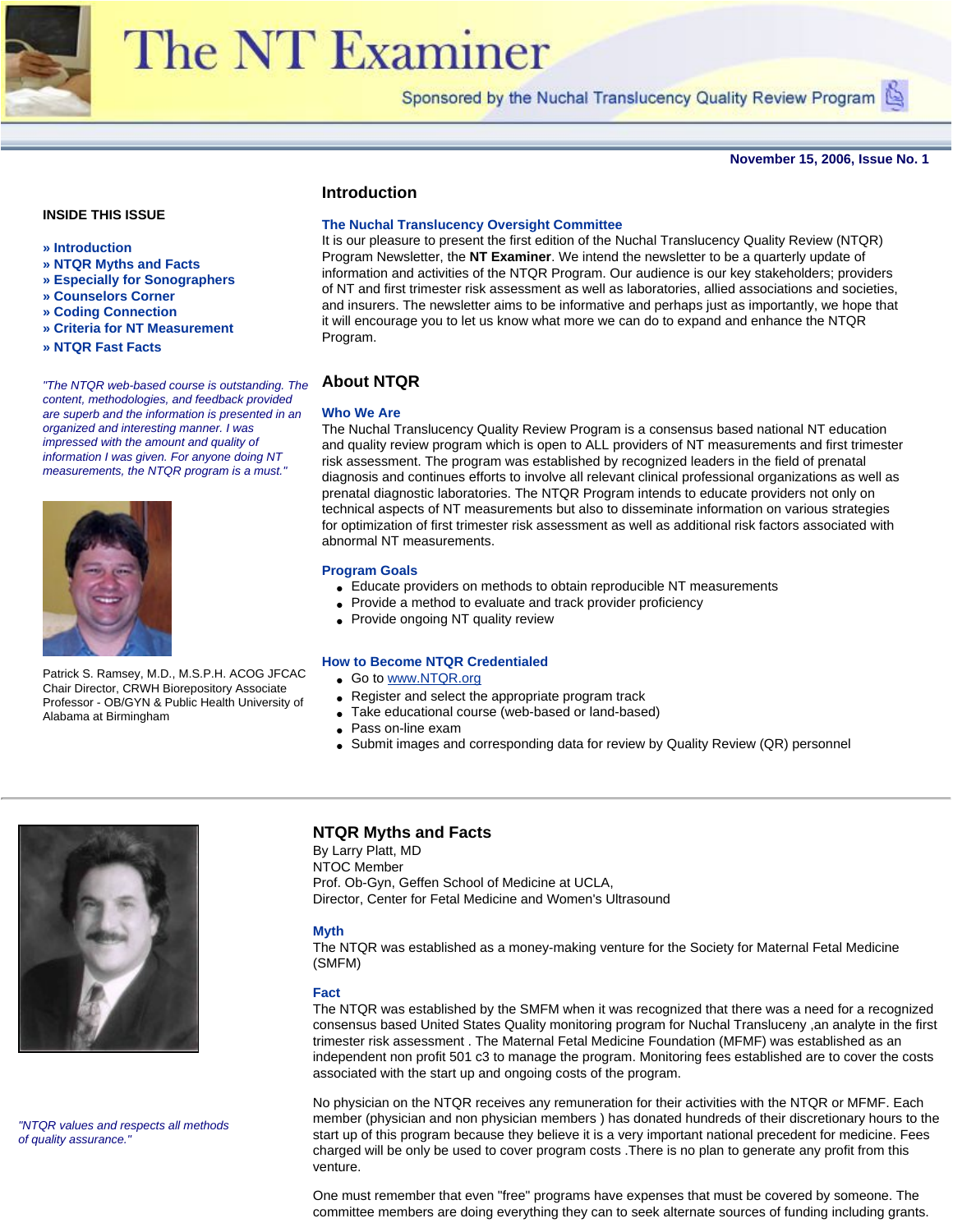# The NT Examiner

Sponsored by the Nuchal Translucency Quality Review Program

**November 15, 2006, Issue No. 1**

**INSIDE THIS ISSUE**

- » Introduction
- » NTQR Myths and Facts
- » Especially for Sonographers
- » Counselors Corner
- » Coding Connection
- » Criteria for NT Measurement
- » NTQR Fast Facts

## Introduction

### The Nuchal Translucency Oversight Committee

It is our pleasure to present the first edition of the Nuchal Translucency Quality Review (NTQR) Program Newsletter, the **NT Examiner**. We intend the newsletter to be a quarterly update of information and activities of the NTQR Program. Our audience is our key stakeholders; providers of NT and first trimester risk assessment as well as laboratories, allied associations and societies, and insurers. The newsletter aims to be informative and perhaps just as importantly, we hope that it will encourage you to let us know what more we can do to expand and enhance the NTQR Program.

*"The NTQR web-based course is outstanding. The content, methodologies, and feedback provided are superb and the information is presented in an organized and interesting manner. I was impressed with the amount and quality of information I was given. For anyone doing NT measurements, the NTQR program is a must."*

Patrick S. Ramsey, M.D., M.S.P.H. ACOG JFCAC Chair Director, CRWH Biorepository Associate Professor - OB/GYN & Public Health University of Alabama at Birmingham

## About NTQR

### Who We Are

The Nuchal Translucency Quality Review Program is a consensus based national NT education and quality review program which is open to ALL providers of NT measurements and first trimester risk assessment. The program was established by recognized leaders in the field of prenatal diagnosis and continues efforts to involve all relevant clinical professional organizations as well as prenatal diagnostic laboratories. The NTQR Program intends to educate providers not only on technical aspects of NT measurements but also to disseminate information on various strategies for optimization of first trimester risk assessment as well as additional risk factors associated with abnormal NT measurements.

### Program Goals

- Educate providers on methods to obtain reproducible NT measurements
- Provide a method to evaluate and track provider proficiency
- Provide ongoing NT quality review

### How to Become NTQR Credentialed

- Go to www.NTQR.org
- Register and select the appropriate program track
- Take educational course (web-based or land-based)
- Pass on-line exam
- Submit images and corresponding data for review by Quality Review (QR) personnel

---

## NTQR Myths and Facts

By Larry Platt, MD
NTOC Member
Prof. Ob-Gyn, Geffen School of Medicine at UCLA,
Director, Center for Fetal Medicine and Women's Ultrasound

*"NTQR values and respects all methods of quality assurance."*

### Myth

The NTQR was established as a money-making venture for the Society for Maternal Fetal Medicine (SMFM)

### Fact

The NTQR was established by the SMFM when it was recognized that there was a need for a recognized consensus based United States Quality monitoring program for Nuchal Transluceny ,an analyte in the first trimester risk assessment . The Maternal Fetal Medicine Foundation (MFMF) was established as an independent non profit 501 c3 to manage the program. Monitoring fees established are to cover the costs associated with the start up and ongoing costs of the program.

No physician on the NTQR receives any remuneration for their activities with the NTQR or MFMF. Each member (physician and non physician members ) has donated hundreds of their discretionary hours to the start up of this program because they believe it is a very important national precedent for medicine. Fees charged will be only be used to cover program costs .There is no plan to generate any profit from this venture.

One must remember that even "free" programs have expenses that must be covered by someone. The committee members are doing everything they can to seek alternate sources of funding including grants.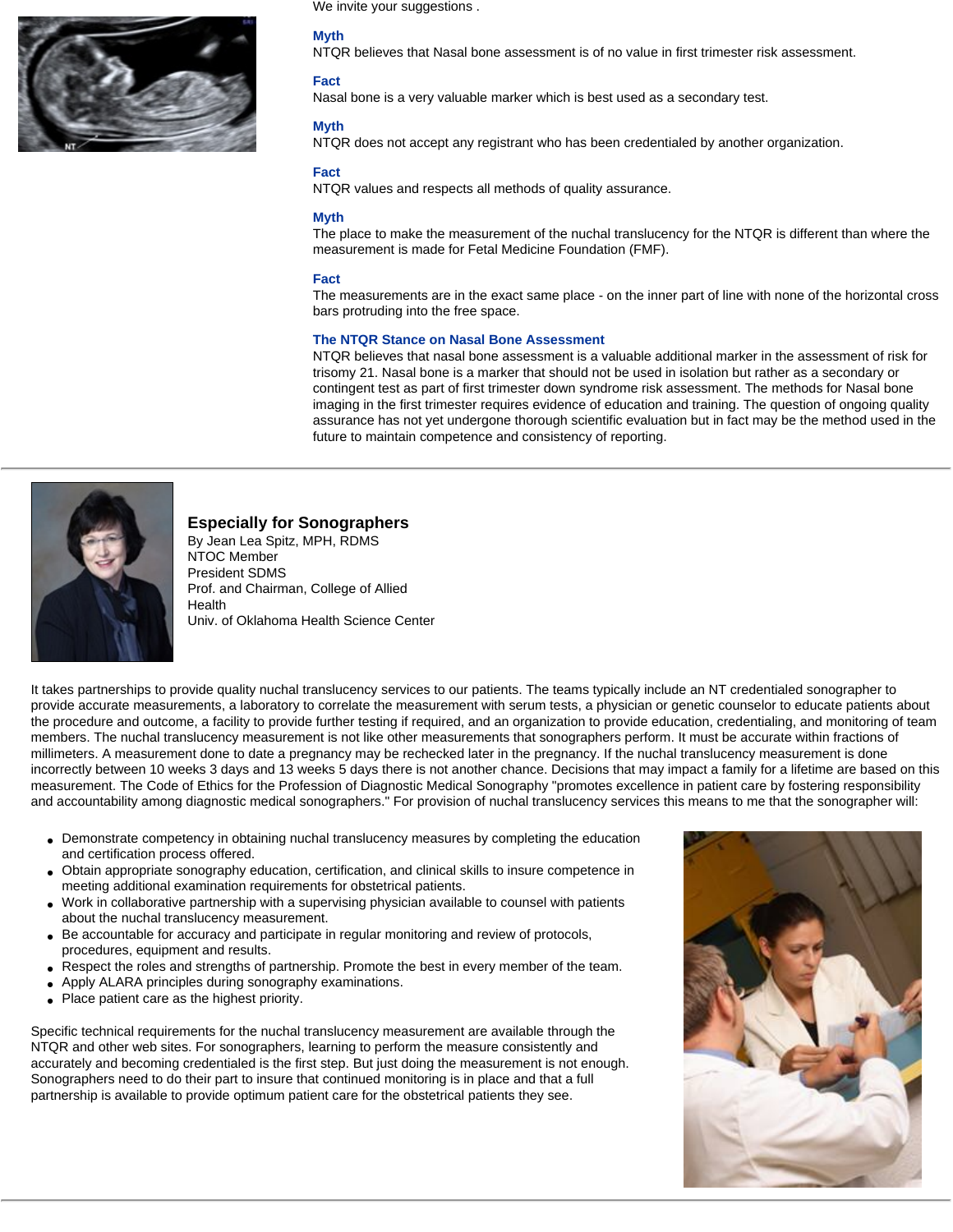We invite your suggestions .

**Myth**
NTQR believes that Nasal bone assessment is of no value in first trimester risk assessment.

**Fact**
Nasal bone is a very valuable marker which is best used as a secondary test.

**Myth**
NTQR does not accept any registrant who has been credentialed by another organization.

**Fact**
NTQR values and respects all methods of quality assurance.

**Myth**
The place to make the measurement of the nuchal translucency for the NTQR is different than where the measurement is made for Fetal Medicine Foundation (FMF).

**Fact**
The measurements are in the exact same place - on the inner part of line with none of the horizontal cross bars protruding into the free space.

**The NTQR Stance on Nasal Bone Assessment**
NTQR believes that nasal bone assessment is a valuable additional marker in the assessment of risk for trisomy 21. Nasal bone is a marker that should not be used in isolation but rather as a secondary or contingent test as part of first trimester down syndrome risk assessment. The methods for Nasal bone imaging in the first trimester requires evidence of education and training. The question of ongoing quality assurance has not yet undergone thorough scientific evaluation but in fact may be the method used in the future to maintain competence and consistency of reporting.

---

## Especially for Sonographers

By Jean Lea Spitz, MPH, RDMS
NTOC Member
President SDMS
Prof. and Chairman, College of Allied Health
Univ. of Oklahoma Health Science Center

It takes partnerships to provide quality nuchal translucency services to our patients. The teams typically include an NT credentialed sonographer to provide accurate measurements, a laboratory to correlate the measurement with serum tests, a physician or genetic counselor to educate patients about the procedure and outcome, a facility to provide further testing if required, and an organization to provide education, credentialing, and monitoring of team members. The nuchal translucency measurement is not like other measurements that sonographers perform. It must be accurate within fractions of millimeters. A measurement done to date a pregnancy may be rechecked later in the pregnancy. If the nuchal translucency measurement is done incorrectly between 10 weeks 3 days and 13 weeks 5 days there is not another chance. Decisions that may impact a family for a lifetime are based on this measurement. The Code of Ethics for the Profession of Diagnostic Medical Sonography "promotes excellence in patient care by fostering responsibility and accountability among diagnostic medical sonographers." For provision of nuchal translucency services this means to me that the sonographer will:

- Demonstrate competency in obtaining nuchal translucency measures by completing the education and certification process offered.
- Obtain appropriate sonography education, certification, and clinical skills to insure competence in meeting additional examination requirements for obstetrical patients.
- Work in collaborative partnership with a supervising physician available to counsel with patients about the nuchal translucency measurement.
- Be accountable for accuracy and participate in regular monitoring and review of protocols, procedures, equipment and results.
- Respect the roles and strengths of partnership. Promote the best in every member of the team.
- Apply ALARA principles during sonography examinations.
- Place patient care as the highest priority.

Specific technical requirements for the nuchal translucency measurement are available through the NTQR and other web sites. For sonographers, learning to perform the measure consistently and accurately and becoming credentialed is the first step. But just doing the measurement is not enough. Sonographers need to do their part to insure that continued monitoring is in place and that a full partnership is available to provide optimum patient care for the obstetrical patients they see.

---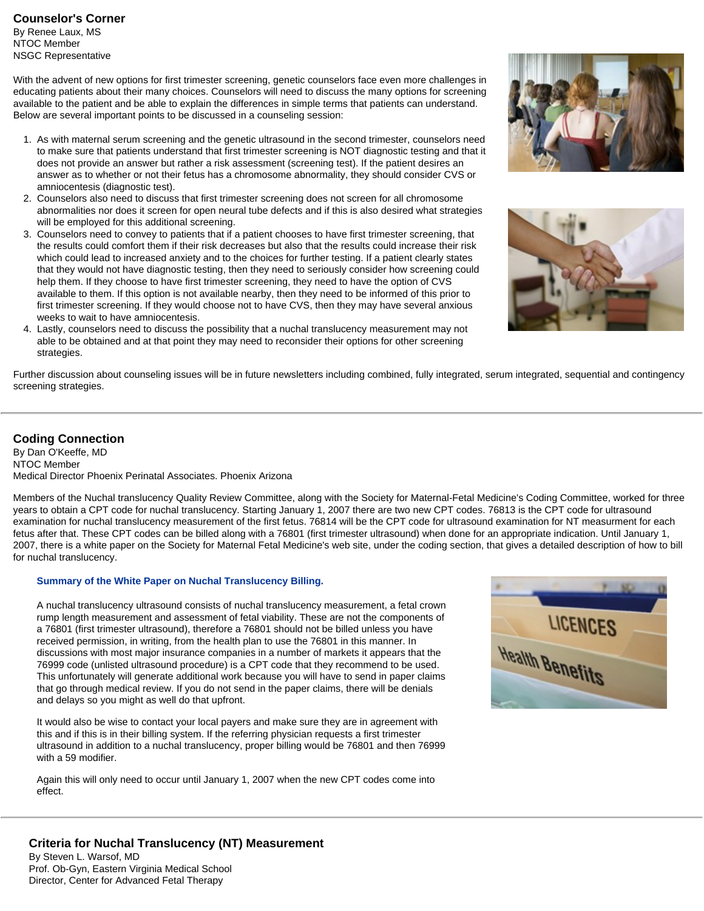## Counselor's Corner

By Renee Laux, MS
NTOC Member
NSGC Representative

With the advent of new options for first trimester screening, genetic counselors face even more challenges in educating patients about their many choices. Counselors will need to discuss the many options for screening available to the patient and be able to explain the differences in simple terms that patients can understand. Below are several important points to be discussed in a counseling session:

1. As with maternal serum screening and the genetic ultrasound in the second trimester, counselors need to make sure that patients understand that first trimester screening is NOT diagnostic testing and that it does not provide an answer but rather a risk assessment (screening test). If the patient desires an answer as to whether or not their fetus has a chromosome abnormality, they should consider CVS or amniocentesis (diagnostic test).
2. Counselors also need to discuss that first trimester screening does not screen for all chromosome abnormalities nor does it screen for open neural tube defects and if this is also desired what strategies will be employed for this additional screening.
3. Counselors need to convey to patients that if a patient chooses to have first trimester screening, that the results could comfort them if their risk decreases but also that the results could increase their risk which could lead to increased anxiety and to the choices for further testing. If a patient clearly states that they would not have diagnostic testing, then they need to seriously consider how screening could help them. If they choose to have first trimester screening, they need to have the option of CVS available to them. If this option is not available nearby, then they need to be informed of this prior to first trimester screening. If they would choose not to have CVS, then they may have several anxious weeks to wait to have amniocentesis.
4. Lastly, counselors need to discuss the possibility that a nuchal translucency measurement may not able to be obtained and at that point they may need to reconsider their options for other screening strategies.

Further discussion about counseling issues will be in future newsletters including combined, fully integrated, serum integrated, sequential and contingency screening strategies.

---

## Coding Connection

By Dan O'Keeffe, MD
NTOC Member
Medical Director Phoenix Perinatal Associates. Phoenix Arizona

Members of the Nuchal translucency Quality Review Committee, along with the Society for Maternal-Fetal Medicine's Coding Committee, worked for three years to obtain a CPT code for nuchal translucency. Starting January 1, 2007 there are two new CPT codes. 76813 is the CPT code for ultrasound examination for nuchal translucency measurement of the first fetus. 76814 will be the CPT code for ultrasound examination for NT measurment for each fetus after that. These CPT codes can be billed along with a 76801 (first trimester ultrasound) when done for an appropriate indication. Until January 1, 2007, there is a white paper on the Society for Maternal Fetal Medicine's web site, under the coding section, that gives a detailed description of how to bill for nuchal translucency.

**Summary of the White Paper on Nuchal Translucency Billing.**

A nuchal translucency ultrasound consists of nuchal translucency measurement, a fetal crown rump length measurement and assessment of fetal viability. These are not the components of a 76801 (first trimester ultrasound), therefore a 76801 should not be billed unless you have received permission, in writing, from the health plan to use the 76801 in this manner. In discussions with most major insurance companies in a number of markets it appears that the 76999 code (unlisted ultrasound procedure) is a CPT code that they recommend to be used. This unfortunately will generate additional work because you will have to send in paper claims that go through medical review. If you do not send in the paper claims, there will be denials and delays so you might as well do that upfront.

It would also be wise to contact your local payers and make sure they are in agreement with this and if this is in their billing system. If the referring physician requests a first trimester ultrasound in addition to a nuchal translucency, proper billing would be 76801 and then 76999 with a 59 modifier.

Again this will only need to occur until January 1, 2007 when the new CPT codes come into effect.

---

## Criteria for Nuchal Translucency (NT) Measurement

By Steven L. Warsof, MD
Prof. Ob-Gyn, Eastern Virginia Medical School
Director, Center for Advanced Fetal Therapy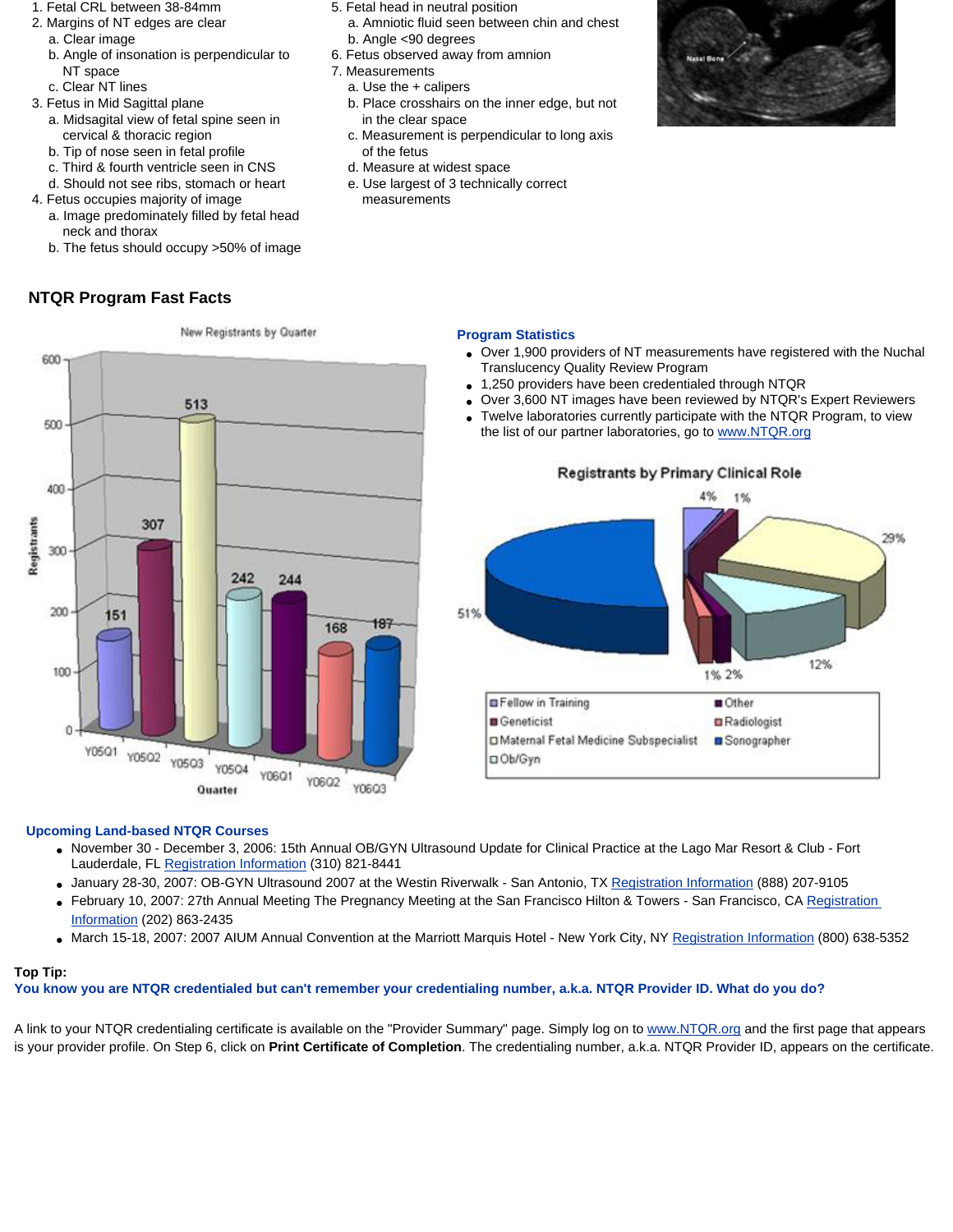1. Fetal CRL between 38-84mm
2. Margins of NT edges are clear
   a. Clear image
   b. Angle of insonation is perpendicular to NT space
   c. Clear NT lines
3. Fetus in Mid Sagittal plane
   a. Midsagittal view of fetal spine seen in cervical & thoracic region
   b. Tip of nose seen in fetal profile
   c. Third & fourth ventricle seen in CNS
   d. Should not see ribs, stomach or heart
4. Fetus occupies majority of image
   a. Image predominately filled by fetal head neck and thorax
   b. The fetus should occupy >50% of image
5. Fetal head in neutral position
   a. Amniotic fluid seen between chin and chest
   b. Angle <90 degrees
6. Fetus observed away from amnion
7. Measurements
   a. Use the + calipers
   b. Place crosshairs on the inner edge, but not in the clear space
   c. Measurement is perpendicular to long axis of the fetus
   d. Measure at widest space
   e. Use largest of 3 technically correct measurements

## NTQR Program Fast Facts

New Registrants by Quarter

| Quarter | Registrants |
|---|---|
| Y05Q1 | 151 |
| Y05Q2 | 307 |
| Y05Q3 | 513 |
| Y05Q4 | 242 |
| Y06Q1 | 244 |
| Y06Q2 | 168 |
| Y06Q3 | 187 |

### Program Statistics

- Over 1,900 providers of NT measurements have registered with the Nuchal Translucency Quality Review Program
- 1,250 providers have been credentialed through NTQR
- Over 3,600 NT images have been reviewed by NTQR's Expert Reviewers
- Twelve laboratories currently participate with the NTQR Program, to view the list of our partner laboratories, go to www.NTQR.org

Registrants by Primary Clinical Role

| Role | Percentage |
|---|---|
| Sonographer | 51% |
| Maternal Fetal Medicine Subspecialist | 29% |
| Ob/Gyn | 12% |
| Fellow in Training | 4% |
| Geneticist | 1% |
| Radiologist | 1% |
| Other | 2% |

### Upcoming Land-based NTQR Courses

- November 30 - December 3, 2006: 15th Annual OB/GYN Ultrasound Update for Clinical Practice at the Lago Mar Resort & Club - Fort Lauderdale, FL Registration Information (310) 821-8441
- January 28-30, 2007: OB-GYN Ultrasound 2007 at the Westin Riverwalk - San Antonio, TX Registration Information (888) 207-9105
- February 10, 2007: 27th Annual Meeting The Pregnancy Meeting at the San Francisco Hilton & Towers - San Francisco, CA Registration Information (202) 863-2435
- March 15-18, 2007: 2007 AIUM Annual Convention at the Marriott Marquis Hotel - New York City, NY Registration Information (800) 638-5352

**Top Tip:**

**You know you are NTQR credentialed but can't remember your credentialing number, a.k.a. NTQR Provider ID. What do you do?**

A link to your NTQR credentialing certificate is available on the "Provider Summary" page. Simply log on to www.NTQR.org and the first page that appears is your provider profile. On Step 6, click on **Print Certificate of Completion**. The credentialing number, a.k.a. NTQR Provider ID, appears on the certificate.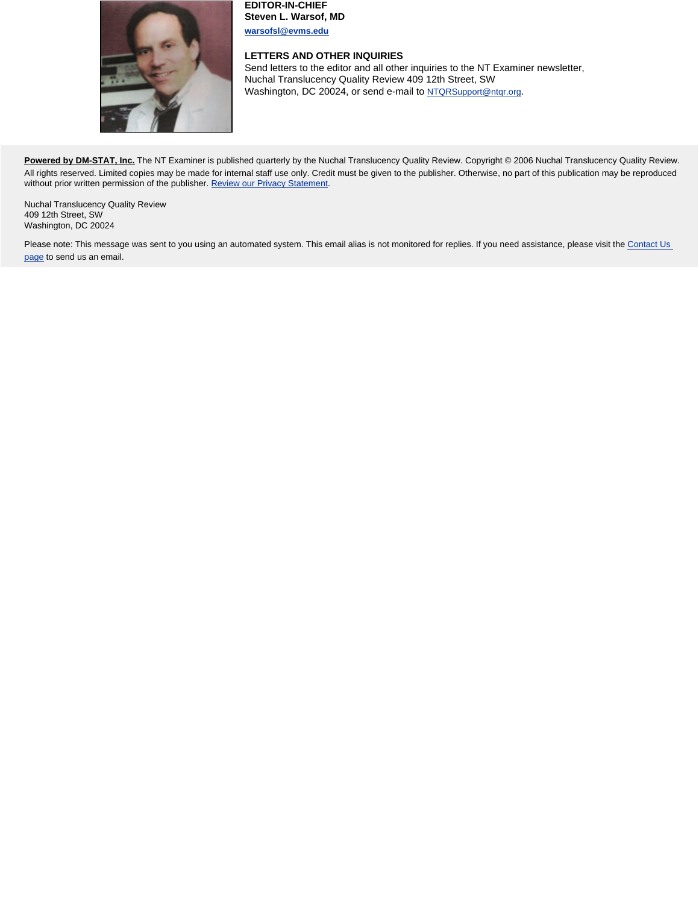**EDITOR-IN-CHIEF**
**Steven L. Warsof, MD**
**warsofsl@evms.edu**

**LETTERS AND OTHER INQUIRIES**
Send letters to the editor and all other inquiries to the NT Examiner newsletter, Nuchal Translucency Quality Review 409 12th Street, SW Washington, DC 20024, or send e-mail to NTQRSupport@ntqr.org.

**Powered by DM-STAT, Inc.** The NT Examiner is published quarterly by the Nuchal Translucency Quality Review. Copyright © 2006 Nuchal Translucency Quality Review. All rights reserved. Limited copies may be made for internal staff use only. Credit must be given to the publisher. Otherwise, no part of this publication may be reproduced without prior written permission of the publisher. Review our Privacy Statement.

Nuchal Translucency Quality Review
409 12th Street, SW
Washington, DC 20024

Please note: This message was sent to you using an automated system. This email alias is not monitored for replies. If you need assistance, please visit the Contact Us page to send us an email.